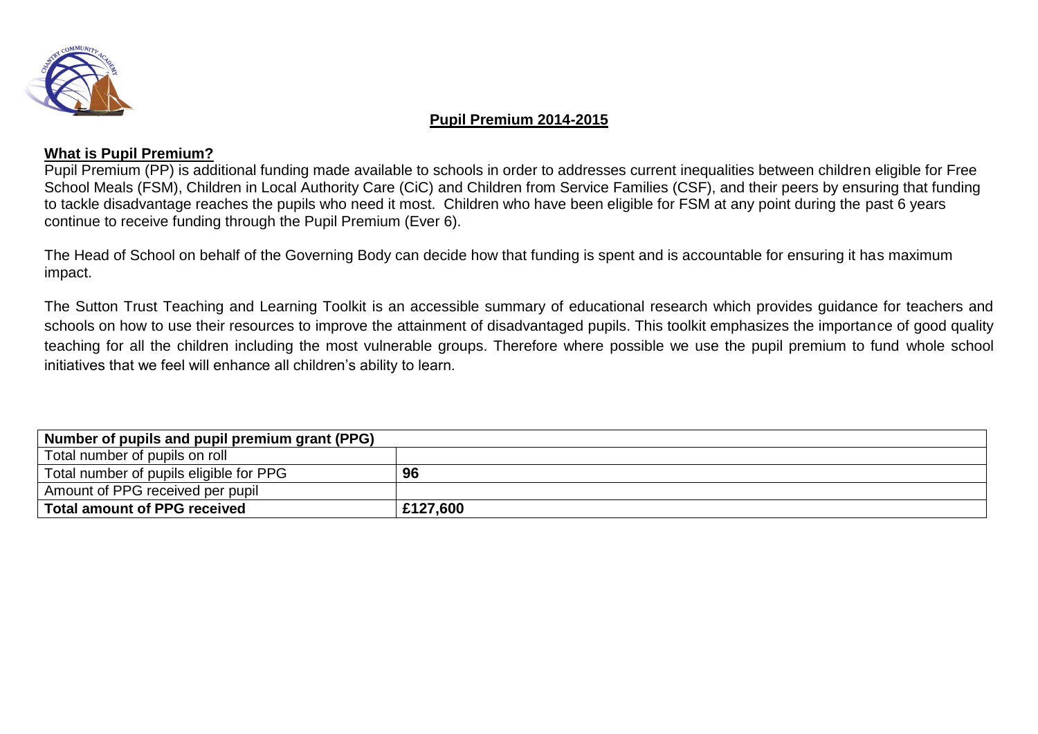# Pupil Premium 2014-2015

## What is Pupil Premium?

Pupil Premium (PP) is additional funding made available to schools in order to addresses current inequalities between children eligible for Free School Meals (FSM), Children in Local Authority Care (CiC) and Children from Service Families (CSF), and their peers by ensuring that funding to tackle disadvantage reaches the pupils who need it most. Children who have been eligible for FSM at any point during the past 6 years continue to receive funding through the Pupil Premium (Ever 6).

The Head of School on behalf of the Governing Body can decide how that funding is spent and is accountable for ensuring it has maximum impact.

The Sutton Trust Teaching and Learning Toolkit is an accessible summary of educational research which provides guidance for teachers and schools on how to use their resources to improve the attainment of disadvantaged pupils. This toolkit emphasizes the importance of good quality teaching for all the children including the most vulnerable groups. Therefore where possible we use the pupil premium to fund whole school initiatives that we feel will enhance all children's ability to learn.

| **Number of pupils and pupil premium grant (PPG)** | |
|---|---|
| Total number of pupils on roll | |
| Total number of pupils eligible for PPG | **96** |
| Amount of PPG received per pupil | |
| **Total amount of PPG received** | **£127,600** |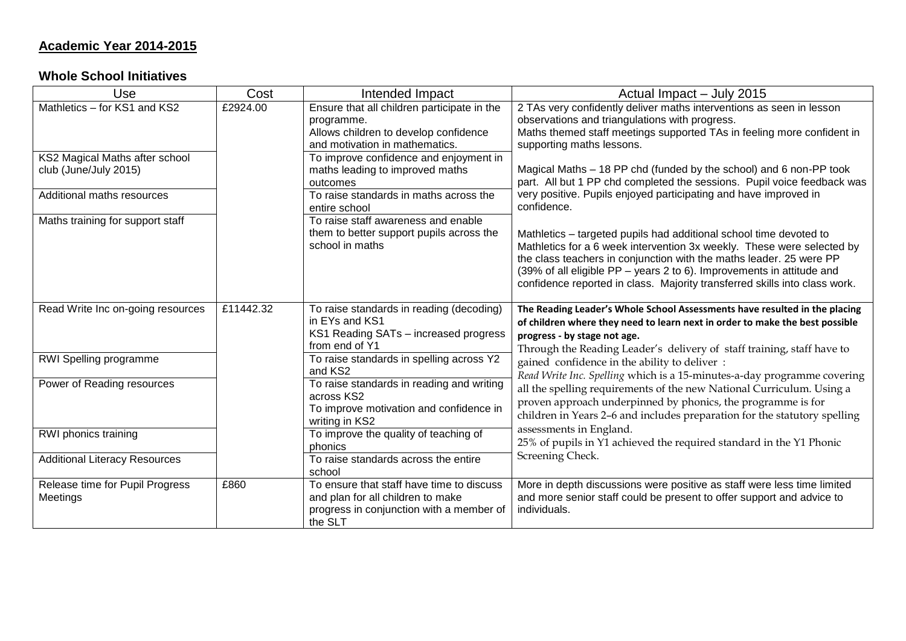## Academic Year 2014-2015

### Whole School Initiatives

| Use | Cost | Intended Impact | Actual Impact – July 2015 |
|---|---|---|---|
| Mathletics – for KS1 and KS2 | £2924.00 | Ensure that all children participate in the programme. Allows children to develop confidence and motivation in mathematics. | 2 TAs very confidently deliver maths interventions as seen in lesson observations and triangulations with progress. Maths themed staff meetings supported TAs in feeling more confident in supporting maths lessons. Magical Maths – 18 PP chd (funded by the school) and 6 non-PP took part. All but 1 PP chd completed the sessions. Pupil voice feedback was very positive. Pupils enjoyed participating and have improved in confidence. Mathletics – targeted pupils had additional school time devoted to Mathletics for a 6 week intervention 3x weekly. These were selected by the class teachers in conjunction with the maths leader. 25 were PP (39% of all eligible PP – years 2 to 6). Improvements in attitude and confidence reported in class. Majority transferred skills into class work. |
| KS2 Magical Maths after school club (June/July 2015) | | To improve confidence and enjoyment in maths leading to improved maths outcomes | |
| Additional maths resources | | To raise standards in maths across the entire school | |
| Maths training for support staff | | To raise staff awareness and enable them to better support pupils across the school in maths | |
| Read Write Inc on-going resources | £11442.32 | To raise standards in reading (decoding) in EYs and KS1 KS1 Reading SATs – increased progress from end of Y1 | **The Reading Leader's Whole School Assessments have resulted in the placing of children where they need to learn next in order to make the best possible progress - by stage not age.** Through the Reading Leader's delivery of staff training, staff have to gained confidence in the ability to deliver : *Read Write Inc. Spelling* which is a 15-minutes-a-day programme covering all the spelling requirements of the new National Curriculum. Using a proven approach underpinned by phonics, the programme is for children in Years 2–6 and includes preparation for the statutory spelling assessments in England. 25% of pupils in Y1 achieved the required standard in the Y1 Phonic Screening Check. |
| RWI Spelling programme | | To raise standards in spelling across Y2 and KS2 | |
| Power of Reading resources | | To raise standards in reading and writing across KS2 To improve motivation and confidence in writing in KS2 | |
| RWI phonics training | | To improve the quality of teaching of phonics | |
| Additional Literacy Resources | | To raise standards across the entire school | |
| Release time for Pupil Progress Meetings | £860 | To ensure that staff have time to discuss and plan for all children to make progress in conjunction with a member of the SLT | More in depth discussions were positive as staff were less time limited and more senior staff could be present to offer support and advice to individuals. |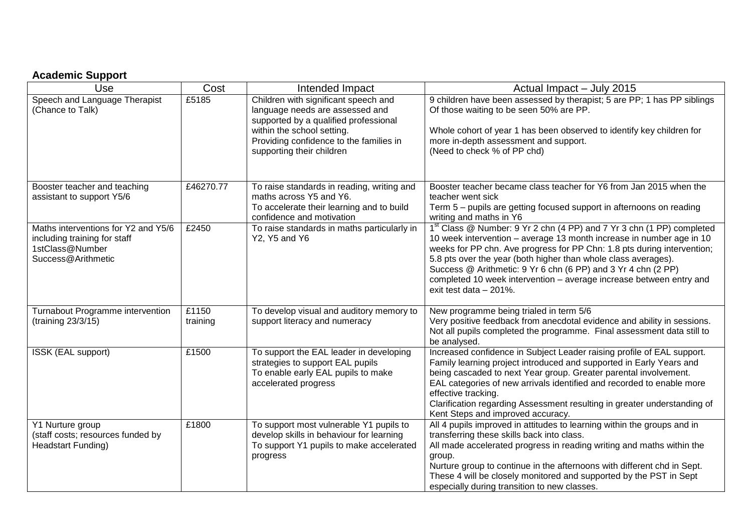**Academic Support**

| Use | Cost | Intended Impact | Actual Impact – July 2015 |
|---|---|---|---|
| Speech and Language Therapist (Chance to Talk) | £5185 | Children with significant speech and language needs are assessed and supported by a qualified professional within the school setting.<br>Providing confidence to the families in supporting their children | 9 children have been assessed by therapist; 5 are PP; 1 has PP siblings Of those waiting to be seen 50% are PP.<br><br>Whole cohort of year 1 has been observed to identify key children for more in-depth assessment and support.<br>(Need to check % of PP chd) |
| Booster teacher and teaching assistant to support Y5/6 | £46270.77 | To raise standards in reading, writing and maths across Y5 and Y6.<br>To accelerate their learning and to build confidence and motivation | Booster teacher became class teacher for Y6 from Jan 2015 when the teacher went sick<br>Term 5 – pupils are getting focused support in afternoons on reading writing and maths in Y6 |
| Maths interventions for Y2 and Y5/6 including training for staff 1stClass@Number Success@Arithmetic | £2450 | To raise standards in maths particularly in Y2, Y5 and Y6 | 1st Class @ Number: 9 Yr 2 chn (4 PP) and 7 Yr 3 chn (1 PP) completed 10 week intervention – average 13 month increase in number age in 10 weeks for PP chn. Ave progress for PP Chn: 1.8 pts during intervention; 5.8 pts over the year (both higher than whole class averages).<br>Success @ Arithmetic: 9 Yr 6 chn (6 PP) and 3 Yr 4 chn (2 PP) completed 10 week intervention – average increase between entry and exit test data – 201%. |
| Turnabout Programme intervention (training 23/3/15) | £1150 training | To develop visual and auditory memory to support literacy and numeracy | New programme being trialed in term 5/6<br>Very positive feedback from anecdotal evidence and ability in sessions. Not all pupils completed the programme. Final assessment data still to be analysed. |
| ISSK (EAL support) | £1500 | To support the EAL leader in developing strategies to support EAL pupils<br>To enable early EAL pupils to make accelerated progress | Increased confidence in Subject Leader raising profile of EAL support. Family learning project introduced and supported in Early Years and being cascaded to next Year group. Greater parental involvement.<br>EAL categories of new arrivals identified and recorded to enable more effective tracking.<br>Clarification regarding Assessment resulting in greater understanding of Kent Steps and improved accuracy. |
| Y1 Nurture group (staff costs; resources funded by Headstart Funding) | £1800 | To support most vulnerable Y1 pupils to develop skills in behaviour for learning<br>To support Y1 pupils to make accelerated progress | All 4 pupils improved in attitudes to learning within the groups and in transferring these skills back into class.<br>All made accelerated progress in reading writing and maths within the group.<br>Nurture group to continue in the afternoons with different chd in Sept. These 4 will be closely monitored and supported by the PST in Sept especially during transition to new classes. |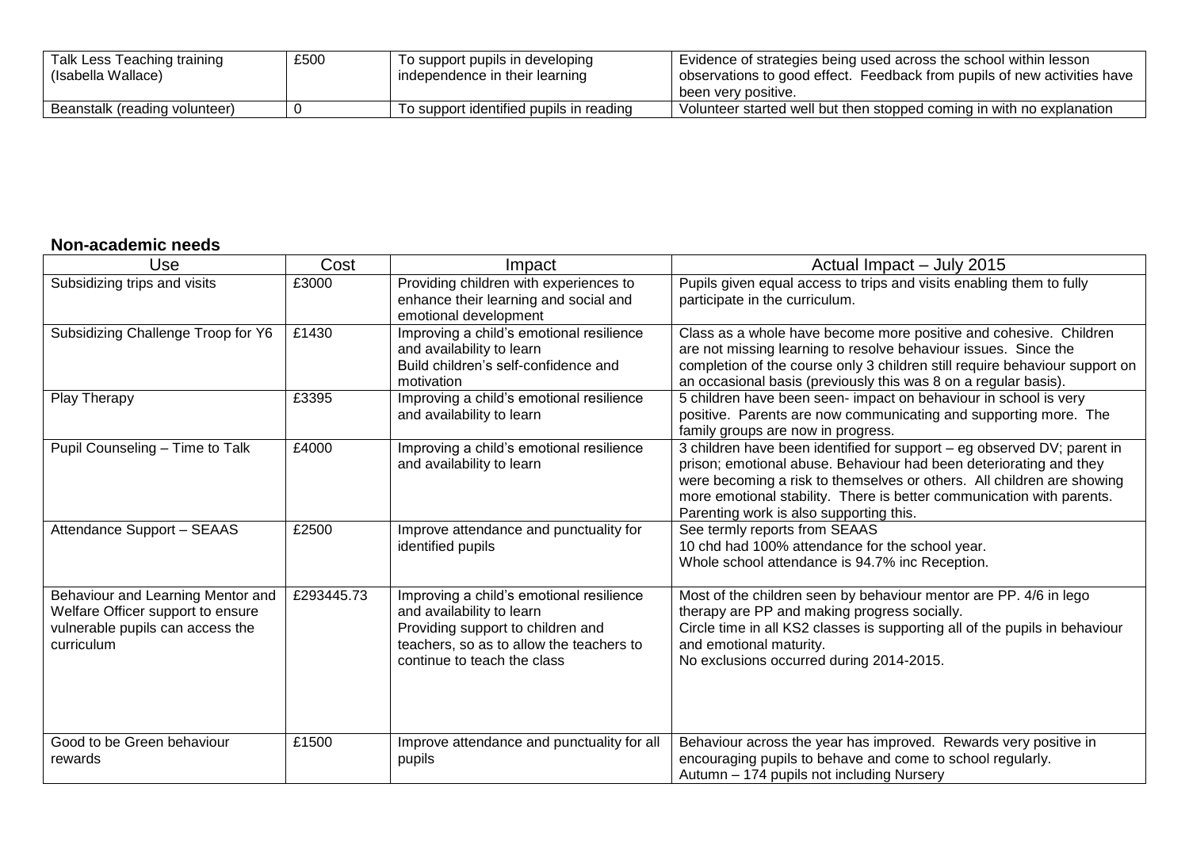| | | | |
|---|---|---|---|
| Talk Less Teaching training (Isabella Wallace) | £500 | To support pupils in developing independence in their learning | Evidence of strategies being used across the school within lesson observations to good effect. Feedback from pupils of new activities have been very positive. |
| Beanstalk (reading volunteer) | 0 | To support identified pupils in reading | Volunteer started well but then stopped coming in with no explanation |

**Non-academic needs**

| Use | Cost | Impact | Actual Impact – July 2015 |
|---|---|---|---|
| Subsidizing trips and visits | £3000 | Providing children with experiences to enhance their learning and social and emotional development | Pupils given equal access to trips and visits enabling them to fully participate in the curriculum. |
| Subsidizing Challenge Troop for Y6 | £1430 | Improving a child's emotional resilience and availability to learn<br>Build children's self-confidence and motivation | Class as a whole have become more positive and cohesive. Children are not missing learning to resolve behaviour issues. Since the completion of the course only 3 children still require behaviour support on an occasional basis (previously this was 8 on a regular basis). |
| Play Therapy | £3395 | Improving a child's emotional resilience and availability to learn | 5 children have been seen- impact on behaviour in school is very positive. Parents are now communicating and supporting more. The family groups are now in progress. |
| Pupil Counseling – Time to Talk | £4000 | Improving a child's emotional resilience and availability to learn | 3 children have been identified for support – eg observed DV; parent in prison; emotional abuse. Behaviour had been deteriorating and they were becoming a risk to themselves or others. All children are showing more emotional stability. There is better communication with parents. Parenting work is also supporting this. |
| Attendance Support – SEAAS | £2500 | Improve attendance and punctuality for identified pupils | See termly reports from SEAAS<br>10 chd had 100% attendance for the school year.<br>Whole school attendance is 94.7% inc Reception. |
| Behaviour and Learning Mentor and Welfare Officer support to ensure vulnerable pupils can access the curriculum | £293445.73 | Improving a child's emotional resilience and availability to learn<br>Providing support to children and teachers, so as to allow the teachers to continue to teach the class | Most of the children seen by behaviour mentor are PP. 4/6 in lego therapy are PP and making progress socially.<br>Circle time in all KS2 classes is supporting all of the pupils in behaviour and emotional maturity.<br>No exclusions occurred during 2014-2015. |
| Good to be Green behaviour rewards | £1500 | Improve attendance and punctuality for all pupils | Behaviour across the year has improved. Rewards very positive in encouraging pupils to behave and come to school regularly.<br>Autumn – 174 pupils not including Nursery |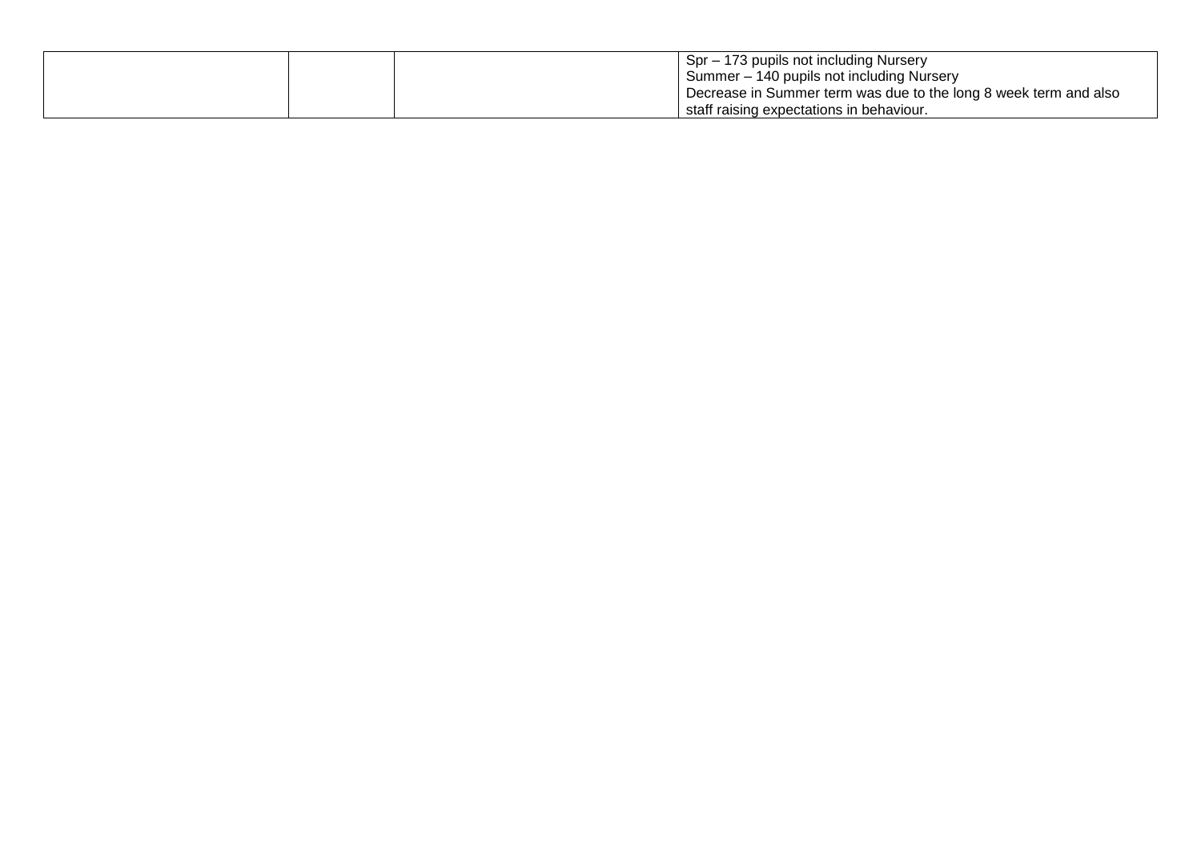| | | | |
|---|---|---|---|
| | | | Spr – 173 pupils not including Nursery<br>Summer – 140 pupils not including Nursery<br>Decrease in Summer term was due to the long 8 week term and also staff raising expectations in behaviour. |